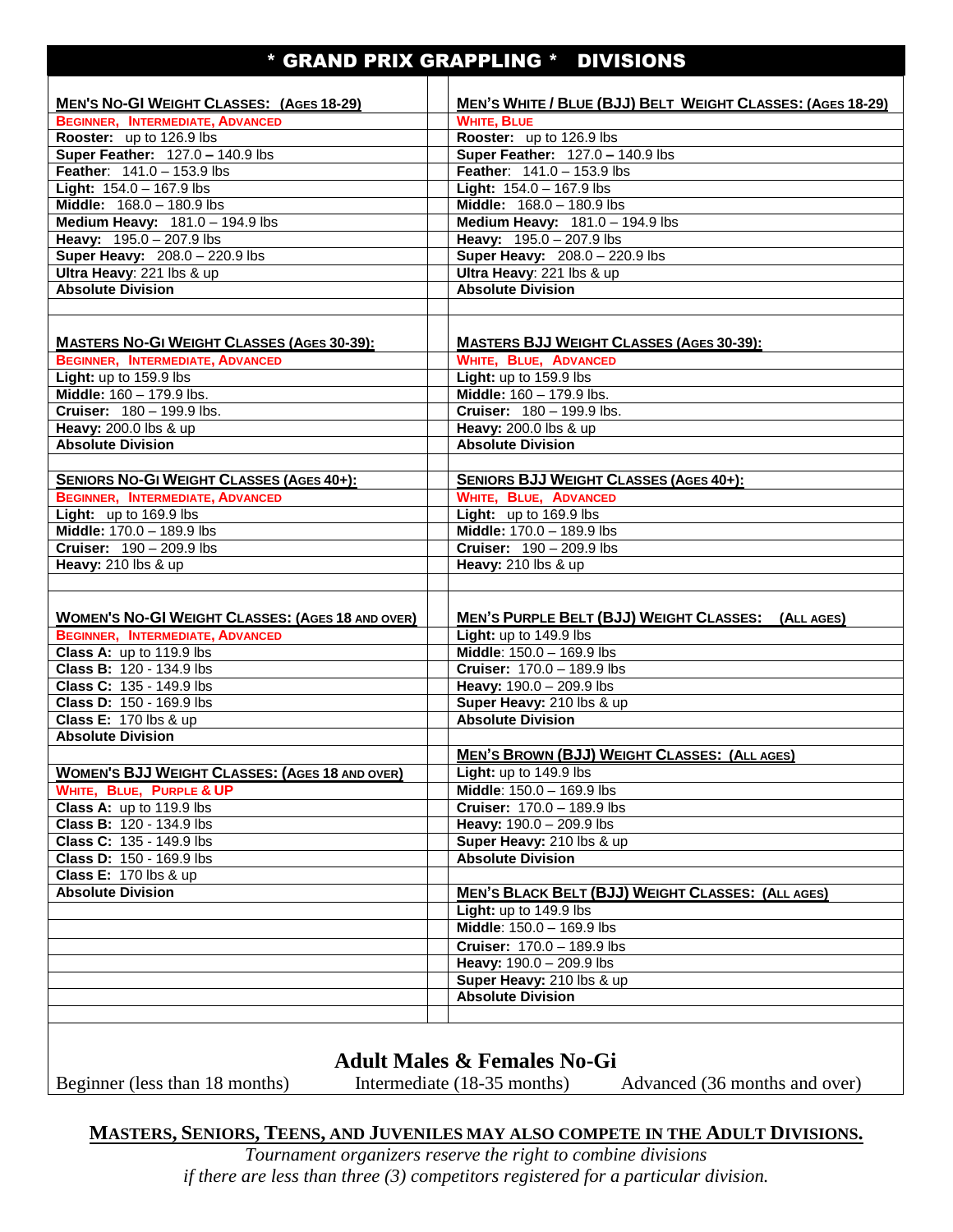# * GRAND PRIX GRAPPLING * DIVISIONS

| **MEN'S NO-GI WEIGHT CLASSES: (AGES 18-29)** | **MEN'S WHITE / BLUE (BJJ) BELT WEIGHT CLASSES: (AGES 18-29)** |
|---|---|
| BEGINNER, INTERMEDIATE, ADVANCED | WHITE, BLUE |
| **Rooster:** up to 126.9 lbs | **Rooster:** up to 126.9 lbs |
| **Super Feather:** 127.0 – 140.9 lbs | **Super Feather:** 127.0 – 140.9 lbs |
| **Feather:** 141.0 – 153.9 lbs | **Feather:** 141.0 – 153.9 lbs |
| **Light:** 154.0 – 167.9 lbs | **Light:** 154.0 – 167.9 lbs |
| **Middle:** 168.0 – 180.9 lbs | **Middle:** 168.0 – 180.9 lbs |
| **Medium Heavy:** 181.0 – 194.9 lbs | **Medium Heavy:** 181.0 – 194.9 lbs |
| **Heavy:** 195.0 – 207.9 lbs | **Heavy:** 195.0 – 207.9 lbs |
| **Super Heavy:** 208.0 – 220.9 lbs | **Super Heavy:** 208.0 – 220.9 lbs |
| **Ultra Heavy**: 221 lbs & up | **Ultra Heavy**: 221 lbs & up |
| **Absolute Division** | **Absolute Division** |

| **MASTERS NO-GI WEIGHT CLASSES (AGES 30-39):** | **MASTERS BJJ WEIGHT CLASSES (AGES 30-39):** |
|---|---|
| BEGINNER, INTERMEDIATE, ADVANCED | WHITE, BLUE, ADVANCED |
| **Light:** up to 159.9 lbs | **Light:** up to 159.9 lbs |
| **Middle:** 160 – 179.9 lbs. | **Middle:** 160 – 179.9 lbs. |
| **Cruiser:** 180 – 199.9 lbs. | **Cruiser:** 180 – 199.9 lbs. |
| **Heavy:** 200.0 lbs & up | **Heavy:** 200.0 lbs & up |
| **Absolute Division** | **Absolute Division** |

| **SENIORS NO-GI WEIGHT CLASSES (AGES 40+):** | **SENIORS BJJ WEIGHT CLASSES (AGES 40+):** |
|---|---|
| BEGINNER, INTERMEDIATE, ADVANCED | WHITE, BLUE, ADVANCED |
| **Light:** up to 169.9 lbs | **Light:** up to 169.9 lbs |
| **Middle:** 170.0 – 189.9 lbs | **Middle:** 170.0 – 189.9 lbs |
| **Cruiser:** 190 – 209.9 lbs | **Cruiser:** 190 – 209.9 lbs |
| **Heavy:** 210 lbs & up | **Heavy:** 210 lbs & up |

| **WOMEN'S NO-GI WEIGHT CLASSES: (AGES 18 AND OVER)** | **MEN'S PURPLE BELT (BJJ) WEIGHT CLASSES: (ALL AGES)** |
|---|---|
| BEGINNER, INTERMEDIATE, ADVANCED | **Light:** up to 149.9 lbs |
| **Class A:** up to 119.9 lbs | **Middle**: 150.0 – 169.9 lbs |
| **Class B:** 120 - 134.9 lbs | **Cruiser:** 170.0 – 189.9 lbs |
| **Class C:** 135 - 149.9 lbs | **Heavy:** 190.0 – 209.9 lbs |
| **Class D:** 150 - 169.9 lbs | **Super Heavy:** 210 lbs & up |
| **Class E:** 170 lbs & up | **Absolute Division** |
| **Absolute Division** | |
| | **MEN'S BROWN (BJJ) WEIGHT CLASSES: (ALL AGES)** |
| **WOMEN'S BJJ WEIGHT CLASSES: (AGES 18 AND OVER)** | **Light:** up to 149.9 lbs |
| WHITE, BLUE, PURPLE & UP | **Middle**: 150.0 – 169.9 lbs |
| **Class A:** up to 119.9 lbs | **Cruiser:** 170.0 – 189.9 lbs |
| **Class B:** 120 - 134.9 lbs | **Heavy:** 190.0 – 209.9 lbs |
| **Class C:** 135 - 149.9 lbs | **Super Heavy:** 210 lbs & up |
| **Class D:** 150 - 169.9 lbs | **Absolute Division** |
| **Class E:** 170 lbs & up | |
| **Absolute Division** | **MEN'S BLACK BELT (BJJ) WEIGHT CLASSES: (ALL AGES)** |
| | **Light:** up to 149.9 lbs |
| | **Middle**: 150.0 – 169.9 lbs |
| | **Cruiser:** 170.0 – 189.9 lbs |
| | **Heavy:** 190.0 – 209.9 lbs |
| | **Super Heavy:** 210 lbs & up |
| | **Absolute Division** |

## Adult Males & Females No-Gi

Beginner (less than 18 months) Intermediate (18-35 months) Advanced (36 months and over)

**MASTERS, SENIORS, TEENS, AND JUVENILES MAY ALSO COMPETE IN THE ADULT DIVISIONS.**

*Tournament organizers reserve the right to combine divisions if there are less than three (3) competitors registered for a particular division.*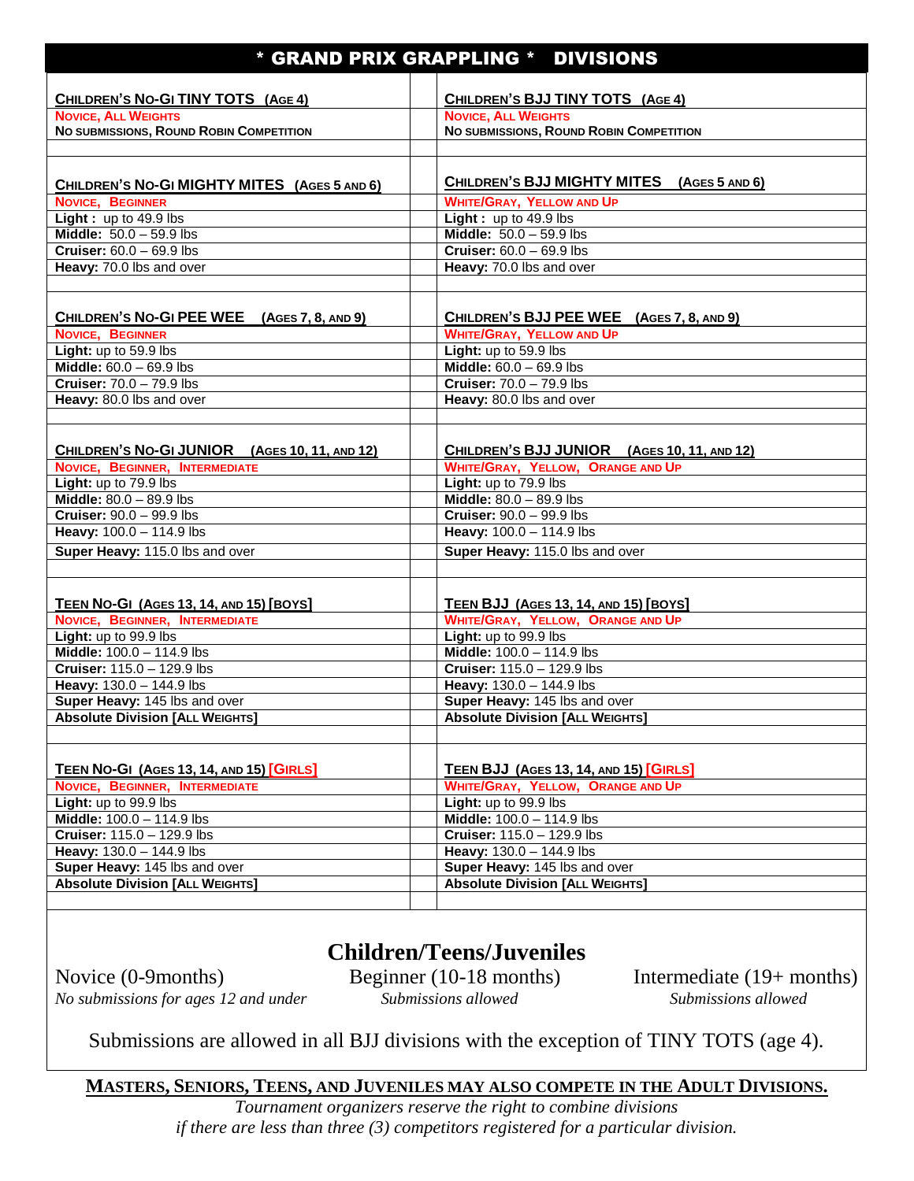# * GRAND PRIX GRAPPLING * DIVISIONS

| Children's No-Gi | Children's BJJ |
|---|---|
| **CHILDREN'S NO-GI TINY TOTS (AGE 4)** | **CHILDREN'S BJJ TINY TOTS (AGE 4)** |
| NOVICE, ALL WEIGHTS | NOVICE, ALL WEIGHTS |
| NO SUBMISSIONS, ROUND ROBIN COMPETITION | NO SUBMISSIONS, ROUND ROBIN COMPETITION |
| | |
| **CHILDREN'S NO-GI MIGHTY MITES (AGES 5 AND 6)** | **CHILDREN'S BJJ MIGHTY MITES (AGES 5 AND 6)** |
| NOVICE, BEGINNER | WHITE/GRAY, YELLOW AND UP |
| **Light :** up to 49.9 lbs | **Light :** up to 49.9 lbs |
| **Middle:** 50.0 – 59.9 lbs | **Middle:** 50.0 – 59.9 lbs |
| **Cruiser:** 60.0 – 69.9 lbs | **Cruiser:** 60.0 – 69.9 lbs |
| **Heavy:** 70.0 lbs and over | **Heavy:** 70.0 lbs and over |
| | |
| **CHILDREN'S NO-GI PEE WEE (AGES 7, 8, AND 9)** | **CHILDREN'S BJJ PEE WEE (AGES 7, 8, AND 9)** |
| NOVICE, BEGINNER | WHITE/GRAY, YELLOW AND UP |
| **Light:** up to 59.9 lbs | **Light:** up to 59.9 lbs |
| **Middle:** 60.0 – 69.9 lbs | **Middle:** 60.0 – 69.9 lbs |
| **Cruiser:** 70.0 – 79.9 lbs | **Cruiser:** 70.0 – 79.9 lbs |
| **Heavy:** 80.0 lbs and over | **Heavy:** 80.0 lbs and over |
| | |
| **CHILDREN'S NO-GI JUNIOR (AGES 10, 11, AND 12)** | **CHILDREN'S BJJ JUNIOR (AGES 10, 11, AND 12)** |
| NOVICE, BEGINNER, INTERMEDIATE | WHITE/GRAY, YELLOW, ORANGE AND UP |
| **Light:** up to 79.9 lbs | **Light:** up to 79.9 lbs |
| **Middle:** 80.0 – 89.9 lbs | **Middle:** 80.0 – 89.9 lbs |
| **Cruiser:** 90.0 – 99.9 lbs | **Cruiser:** 90.0 – 99.9 lbs |
| **Heavy:** 100.0 – 114.9 lbs | **Heavy:** 100.0 – 114.9 lbs |
| **Super Heavy:** 115.0 lbs and over | **Super Heavy:** 115.0 lbs and over |
| | |
| **TEEN NO-GI (AGES 13, 14, AND 15) [BOYS]** | **TEEN BJJ (AGES 13, 14, AND 15) [BOYS]** |
| NOVICE, BEGINNER, INTERMEDIATE | WHITE/GRAY, YELLOW, ORANGE AND UP |
| **Light:** up to 99.9 lbs | **Light:** up to 99.9 lbs |
| **Middle:** 100.0 – 114.9 lbs | **Middle:** 100.0 – 114.9 lbs |
| **Cruiser:** 115.0 – 129.9 lbs | **Cruiser:** 115.0 – 129.9 lbs |
| **Heavy:** 130.0 – 144.9 lbs | **Heavy:** 130.0 – 144.9 lbs |
| **Super Heavy:** 145 lbs and over | **Super Heavy:** 145 lbs and over |
| **Absolute Division [ALL WEIGHTS]** | **Absolute Division [ALL WEIGHTS]** |
| | |
| **TEEN NO-GI (AGES 13, 14, AND 15) [GIRLS]** | **TEEN BJJ (AGES 13, 14, AND 15) [GIRLS]** |
| NOVICE, BEGINNER, INTERMEDIATE | WHITE/GRAY, YELLOW, ORANGE AND UP |
| **Light:** up to 99.9 lbs | **Light:** up to 99.9 lbs |
| **Middle:** 100.0 – 114.9 lbs | **Middle:** 100.0 – 114.9 lbs |
| **Cruiser:** 115.0 – 129.9 lbs | **Cruiser:** 115.0 – 129.9 lbs |
| **Heavy:** 130.0 – 144.9 lbs | **Heavy:** 130.0 – 144.9 lbs |
| **Super Heavy:** 145 lbs and over | **Super Heavy:** 145 lbs and over |
| **Absolute Division [ALL WEIGHTS]** | **Absolute Division [ALL WEIGHTS]** |

## Children/Teens/Juveniles

| Novice (0-9months) | Beginner (10-18 months) | Intermediate (19+ months) |
|---|---|---|
| *No submissions for ages 12 and under* | *Submissions allowed* | *Submissions allowed* |

Submissions are allowed in all BJJ divisions with the exception of TINY TOTS (age 4).

**MASTERS, SENIORS, TEENS, AND JUVENILES MAY ALSO COMPETE IN THE ADULT DIVISIONS.**

*Tournament organizers reserve the right to combine divisions if there are less than three (3) competitors registered for a particular division.*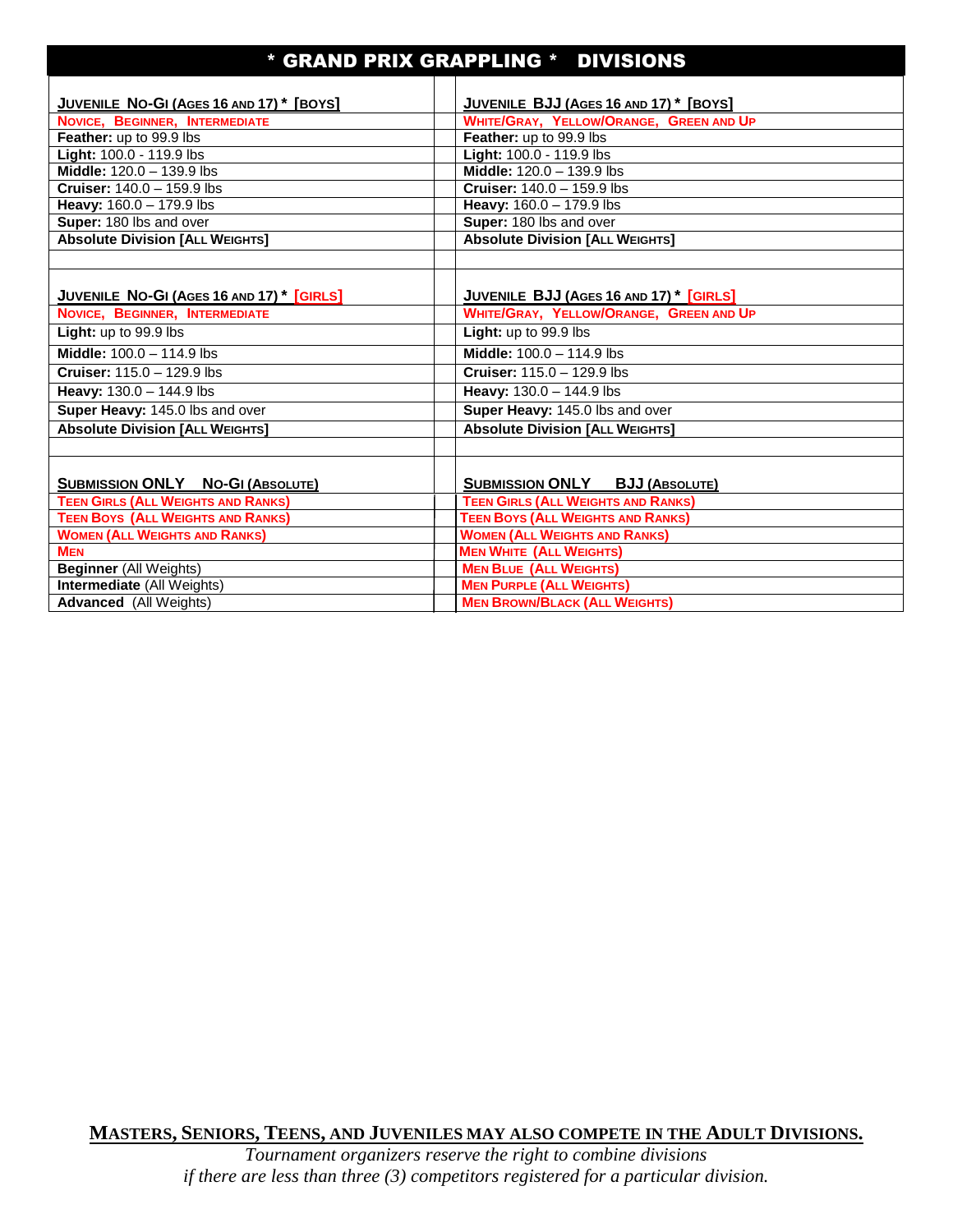# * GRAND PRIX GRAPPLING * DIVISIONS

| | |
|---|---|
| **JUVENILE NO-GI (AGES 16 AND 17) * [BOYS]** | **JUVENILE BJJ (AGES 16 AND 17) * [BOYS]** |
| **NOVICE, BEGINNER, INTERMEDIATE** | **WHITE/GRAY, YELLOW/ORANGE, GREEN AND UP** |
| **Feather:** up to 99.9 lbs | **Feather:** up to 99.9 lbs |
| **Light:** 100.0 - 119.9 lbs | **Light:** 100.0 - 119.9 lbs |
| **Middle:** 120.0 – 139.9 lbs | **Middle:** 120.0 – 139.9 lbs |
| **Cruiser:** 140.0 – 159.9 lbs | **Cruiser:** 140.0 – 159.9 lbs |
| **Heavy:** 160.0 – 179.9 lbs | **Heavy:** 160.0 – 179.9 lbs |
| **Super:** 180 lbs and over | **Super:** 180 lbs and over |
| **Absolute Division [ALL WEIGHTS]** | **Absolute Division [ALL WEIGHTS]** |
| | |
| **JUVENILE NO-GI (AGES 16 AND 17) * [GIRLS]** | **JUVENILE BJJ (AGES 16 AND 17) * [GIRLS]** |
| **NOVICE, BEGINNER, INTERMEDIATE** | **WHITE/GRAY, YELLOW/ORANGE, GREEN AND UP** |
| **Light:** up to 99.9 lbs | **Light:** up to 99.9 lbs |
| **Middle:** 100.0 – 114.9 lbs | **Middle:** 100.0 – 114.9 lbs |
| **Cruiser:** 115.0 – 129.9 lbs | **Cruiser:** 115.0 – 129.9 lbs |
| **Heavy:** 130.0 – 144.9 lbs | **Heavy:** 130.0 – 144.9 lbs |
| **Super Heavy:** 145.0 lbs and over | **Super Heavy:** 145.0 lbs and over |
| **Absolute Division [ALL WEIGHTS]** | **Absolute Division [ALL WEIGHTS]** |
| | |
| **SUBMISSION ONLY NO-GI (ABSOLUTE)** | **SUBMISSION ONLY BJJ (ABSOLUTE)** |
| **TEEN GIRLS (ALL WEIGHTS AND RANKS)** | **TEEN GIRLS (ALL WEIGHTS AND RANKS)** |
| **TEEN BOYS (ALL WEIGHTS AND RANKS)** | **TEEN BOYS (ALL WEIGHTS AND RANKS)** |
| **WOMEN (ALL WEIGHTS AND RANKS)** | **WOMEN (ALL WEIGHTS AND RANKS)** |
| **MEN** | **MEN WHITE (ALL WEIGHTS)** |
| **Beginner** (All Weights) | **MEN BLUE (ALL WEIGHTS)** |
| **Intermediate** (All Weights) | **MEN PURPLE (ALL WEIGHTS)** |
| **Advanced** (All Weights) | **MEN BROWN/BLACK (ALL WEIGHTS)** |

**MASTERS, SENIORS, TEENS, AND JUVENILES MAY ALSO COMPETE IN THE ADULT DIVISIONS.**

*Tournament organizers reserve the right to combine divisions if there are less than three (3) competitors registered for a particular division.*